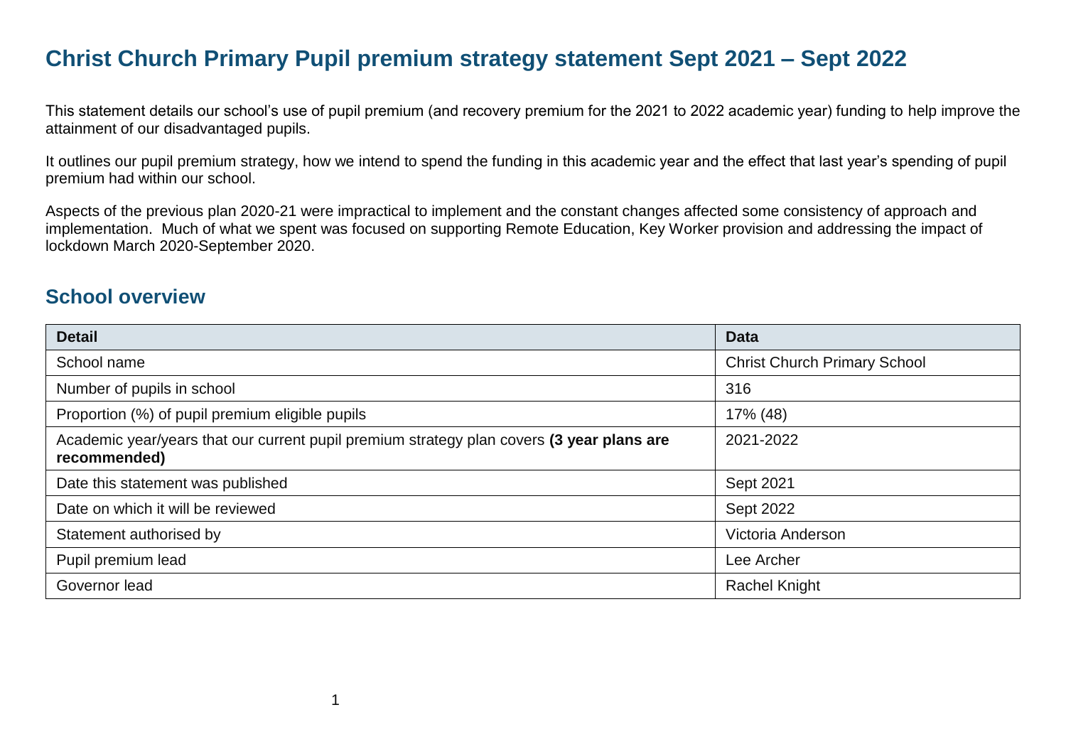# Christ Church Primary Pupil premium strategy statement Sept 2021 – Sept 2022

This statement details our school's use of pupil premium (and recovery premium for the 2021 to 2022 academic year) funding to help improve the attainment of our disadvantaged pupils.

It outlines our pupil premium strategy, how we intend to spend the funding in this academic year and the effect that last year's spending of pupil premium had within our school.

Aspects of the previous plan 2020-21 were impractical to implement and the constant changes affected some consistency of approach and implementation. Much of what we spent was focused on supporting Remote Education, Key Worker provision and addressing the impact of lockdown March 2020-September 2020.

## School overview

| Detail | Data |
|---|---|
| School name | Christ Church Primary School |
| Number of pupils in school | 316 |
| Proportion (%) of pupil premium eligible pupils | 17% (48) |
| Academic year/years that our current pupil premium strategy plan covers **(3 year plans are recommended)** | 2021-2022 |
| Date this statement was published | Sept 2021 |
| Date on which it will be reviewed | Sept 2022 |
| Statement authorised by | Victoria Anderson |
| Pupil premium lead | Lee Archer |
| Governor lead | Rachel Knight |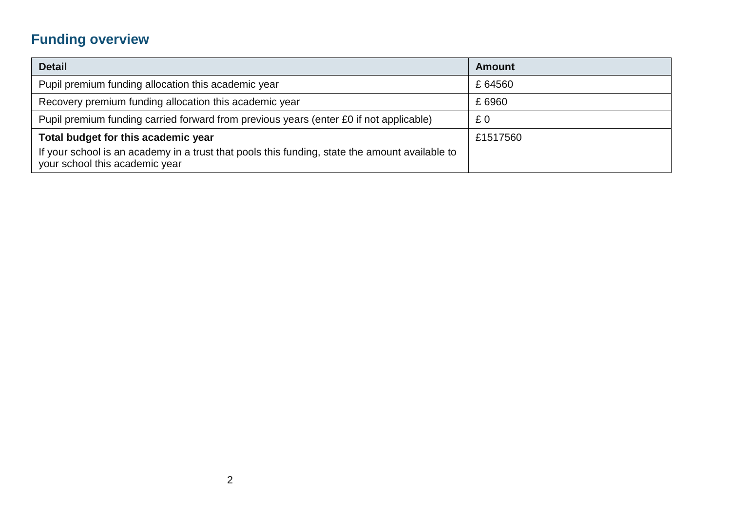## Funding overview

| Detail | Amount |
| --- | --- |
| Pupil premium funding allocation this academic year | £ 64560 |
| Recovery premium funding allocation this academic year | £ 6960 |
| Pupil premium funding carried forward from previous years (enter £0 if not applicable) | £ 0 |
| **Total budget for this academic year**<br>If your school is an academy in a trust that pools this funding, state the amount available to your school this academic year | £1517560 |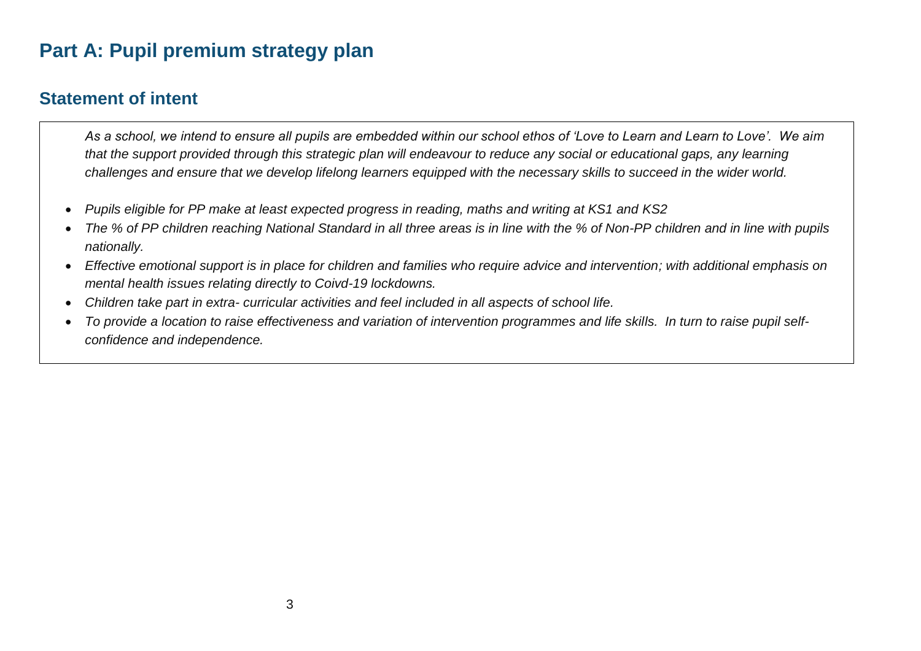# Part A: Pupil premium strategy plan

## Statement of intent

*As a school, we intend to ensure all pupils are embedded within our school ethos of 'Love to Learn and Learn to Love'. We aim that the support provided through this strategic plan will endeavour to reduce any social or educational gaps, any learning challenges and ensure that we develop lifelong learners equipped with the necessary skills to succeed in the wider world.*

- *Pupils eligible for PP make at least expected progress in reading, maths and writing at KS1 and KS2*
- *The % of PP children reaching National Standard in all three areas is in line with the % of Non-PP children and in line with pupils nationally.*
- *Effective emotional support is in place for children and families who require advice and intervention; with additional emphasis on mental health issues relating directly to Coivd-19 lockdowns.*
- *Children take part in extra- curricular activities and feel included in all aspects of school life.*
- *To provide a location to raise effectiveness and variation of intervention programmes and life skills. In turn to raise pupil self-confidence and independence.*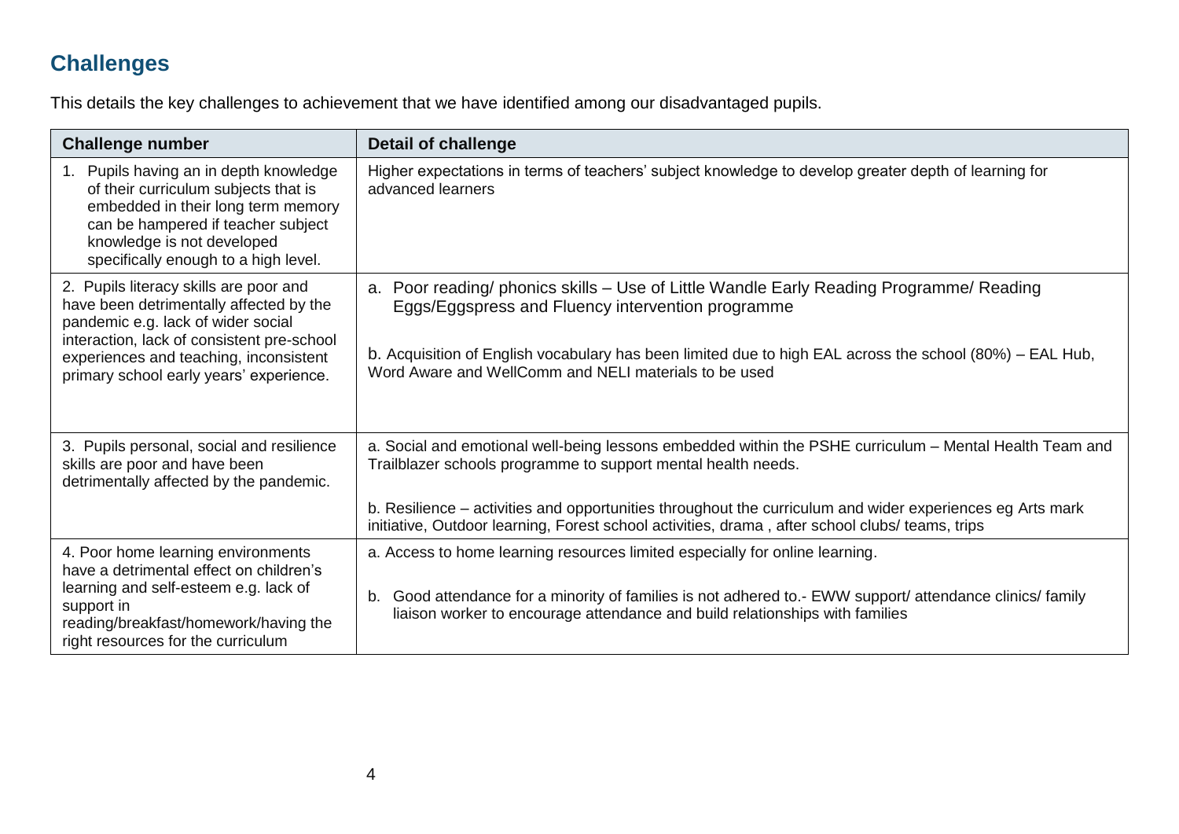## Challenges

This details the key challenges to achievement that we have identified among our disadvantaged pupils.

| Challenge number | Detail of challenge |
|---|---|
| 1. Pupils having an in depth knowledge of their curriculum subjects that is embedded in their long term memory can be hampered if teacher subject knowledge is not developed specifically enough to a high level. | Higher expectations in terms of teachers' subject knowledge to develop greater depth of learning for advanced learners |
| 2. Pupils literacy skills are poor and have been detrimentally affected by the pandemic e.g. lack of wider social interaction, lack of consistent pre-school experiences and teaching, inconsistent primary school early years' experience. | a. Poor reading/ phonics skills – Use of Little Wandle Early Reading Programme/ Reading Eggs/Eggspress and Fluency intervention programme<br><br>b. Acquisition of English vocabulary has been limited due to high EAL across the school (80%) – EAL Hub, Word Aware and WellComm and NELI materials to be used |
| 3. Pupils personal, social and resilience skills are poor and have been detrimentally affected by the pandemic. | a. Social and emotional well-being lessons embedded within the PSHE curriculum – Mental Health Team and Trailblazer schools programme to support mental health needs.<br><br>b. Resilience – activities and opportunities throughout the curriculum and wider experiences eg Arts mark initiative, Outdoor learning, Forest school activities, drama , after school clubs/ teams, trips |
| 4. Poor home learning environments have a detrimental effect on children's learning and self-esteem e.g. lack of support in reading/breakfast/homework/having the right resources for the curriculum | a. Access to home learning resources limited especially for online learning.<br><br>b. Good attendance for a minority of families is not adhered to.- EWW support/ attendance clinics/ family liaison worker to encourage attendance and build relationships with families |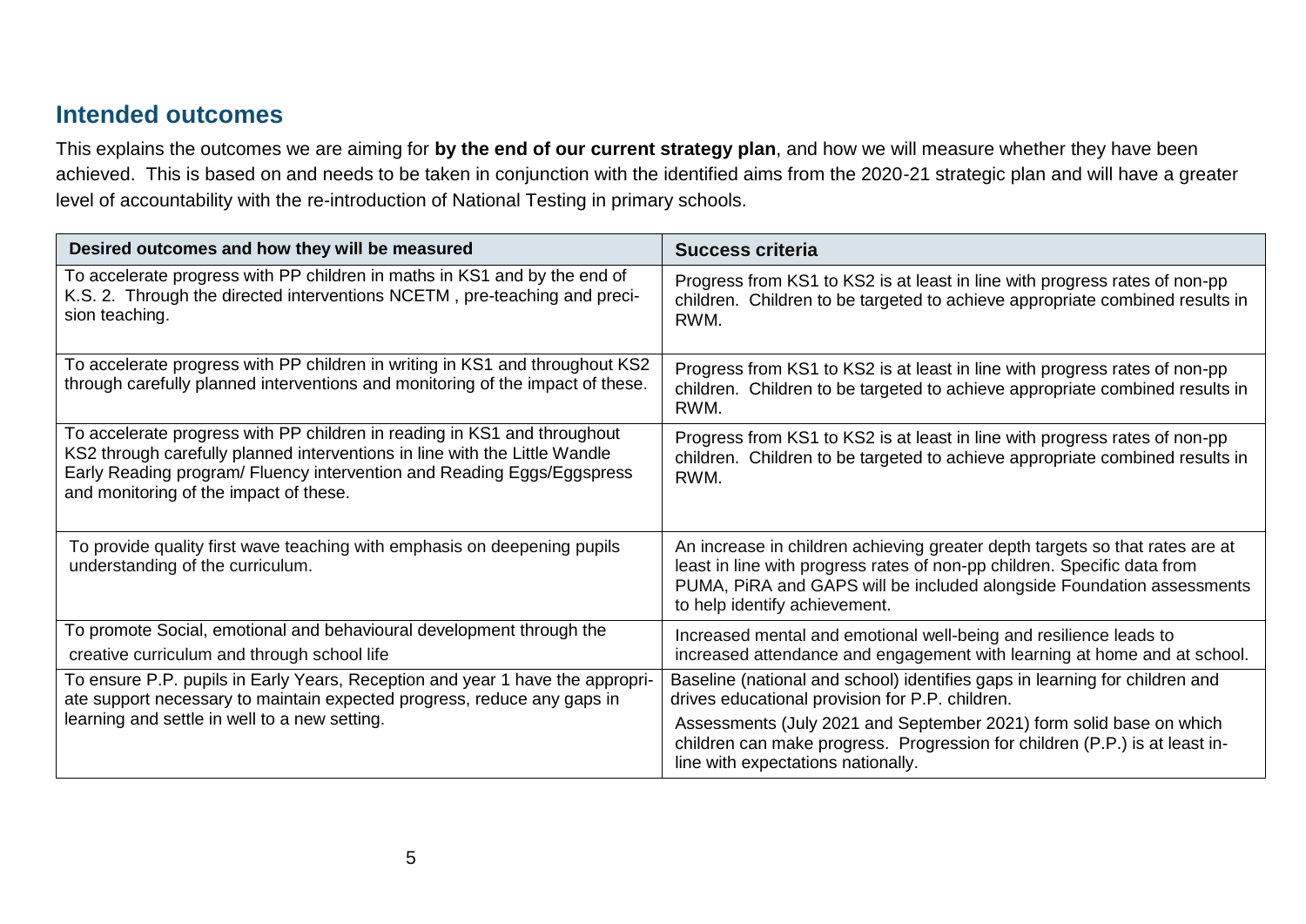## Intended outcomes

This explains the outcomes we are aiming for **by the end of our current strategy plan**, and how we will measure whether they have been achieved. This is based on and needs to be taken in conjunction with the identified aims from the 2020-21 strategic plan and will have a greater level of accountability with the re-introduction of National Testing in primary schools.

| Desired outcomes and how they will be measured | Success criteria |
|---|---|
| To accelerate progress with PP children in maths in KS1 and by the end of K.S. 2. Through the directed interventions NCETM , pre-teaching and precision teaching. | Progress from KS1 to KS2 is at least in line with progress rates of non-pp children. Children to be targeted to achieve appropriate combined results in RWM. |
| To accelerate progress with PP children in writing in KS1 and throughout KS2 through carefully planned interventions and monitoring of the impact of these. | Progress from KS1 to KS2 is at least in line with progress rates of non-pp children. Children to be targeted to achieve appropriate combined results in RWM. |
| To accelerate progress with PP children in reading in KS1 and throughout KS2 through carefully planned interventions in line with the Little Wandle Early Reading program/ Fluency intervention and Reading Eggs/Eggspress and monitoring of the impact of these. | Progress from KS1 to KS2 is at least in line with progress rates of non-pp children. Children to be targeted to achieve appropriate combined results in RWM. |
| To provide quality first wave teaching with emphasis on deepening pupils understanding of the curriculum. | An increase in children achieving greater depth targets so that rates are at least in line with progress rates of non-pp children. Specific data from PUMA, PiRA and GAPS will be included alongside Foundation assessments to help identify achievement. |
| To promote Social, emotional and behavioural development through the creative curriculum and through school life | Increased mental and emotional well-being and resilience leads to increased attendance and engagement with learning at home and at school. |
| To ensure P.P. pupils in Early Years, Reception and year 1 have the appropriate support necessary to maintain expected progress, reduce any gaps in learning and settle in well to a new setting. | Baseline (national and school) identifies gaps in learning for children and drives educational provision for P.P. children.<br><br>Assessments (July 2021 and September 2021) form solid base on which children can make progress. Progression for children (P.P.) is at least in-line with expectations nationally. |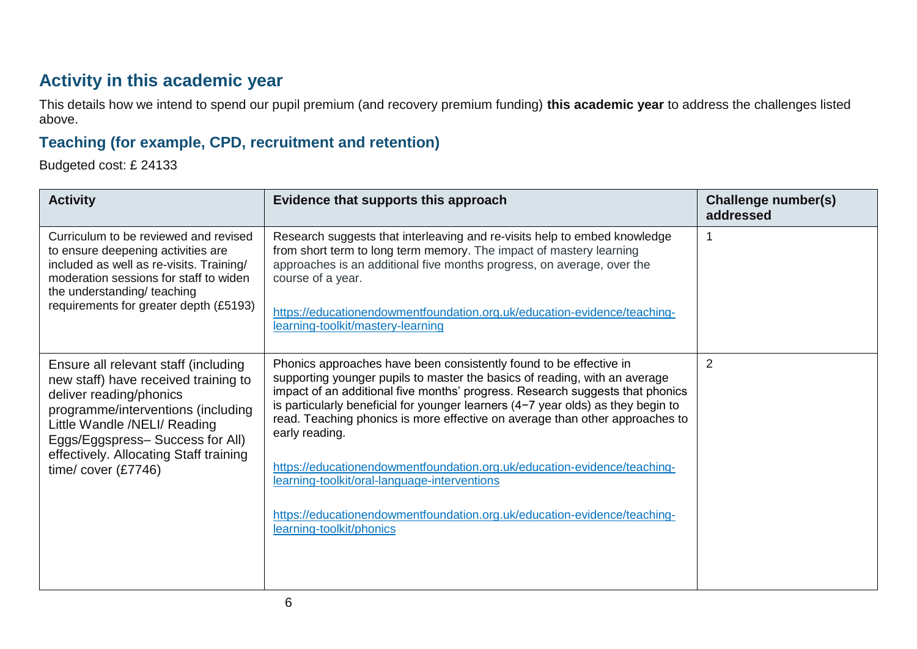## Activity in this academic year

This details how we intend to spend our pupil premium (and recovery premium funding) **this academic year** to address the challenges listed above.

### Teaching (for example, CPD, recruitment and retention)

Budgeted cost: £ 24133

| Activity | Evidence that supports this approach | Challenge number(s) addressed |
|---|---|---|
| Curriculum to be reviewed and revised to ensure deepening activities are included as well as re-visits. Training/ moderation sessions for staff to widen the understanding/ teaching requirements for greater depth (£5193) | Research suggests that interleaving and re-visits help to embed knowledge from short term to long term memory. The impact of mastery learning approaches is an additional five months progress, on average, over the course of a year.<br><br>https://educationendowmentfoundation.org.uk/education-evidence/teaching-learning-toolkit/mastery-learning | 1 |
| Ensure all relevant staff (including new staff) have received training to deliver reading/phonics programme/interventions (including Little Wandle /NELI/ Reading Eggs/Eggspress– Success for All) effectively. Allocating Staff training time/ cover (£7746) | Phonics approaches have been consistently found to be effective in supporting younger pupils to master the basics of reading, with an average impact of an additional five months' progress. Research suggests that phonics is particularly beneficial for younger learners (4−7 year olds) as they begin to read. Teaching phonics is more effective on average than other approaches to early reading.<br><br>https://educationendowmentfoundation.org.uk/education-evidence/teaching-learning-toolkit/oral-language-interventions<br><br>https://educationendowmentfoundation.org.uk/education-evidence/teaching-learning-toolkit/phonics | 2 |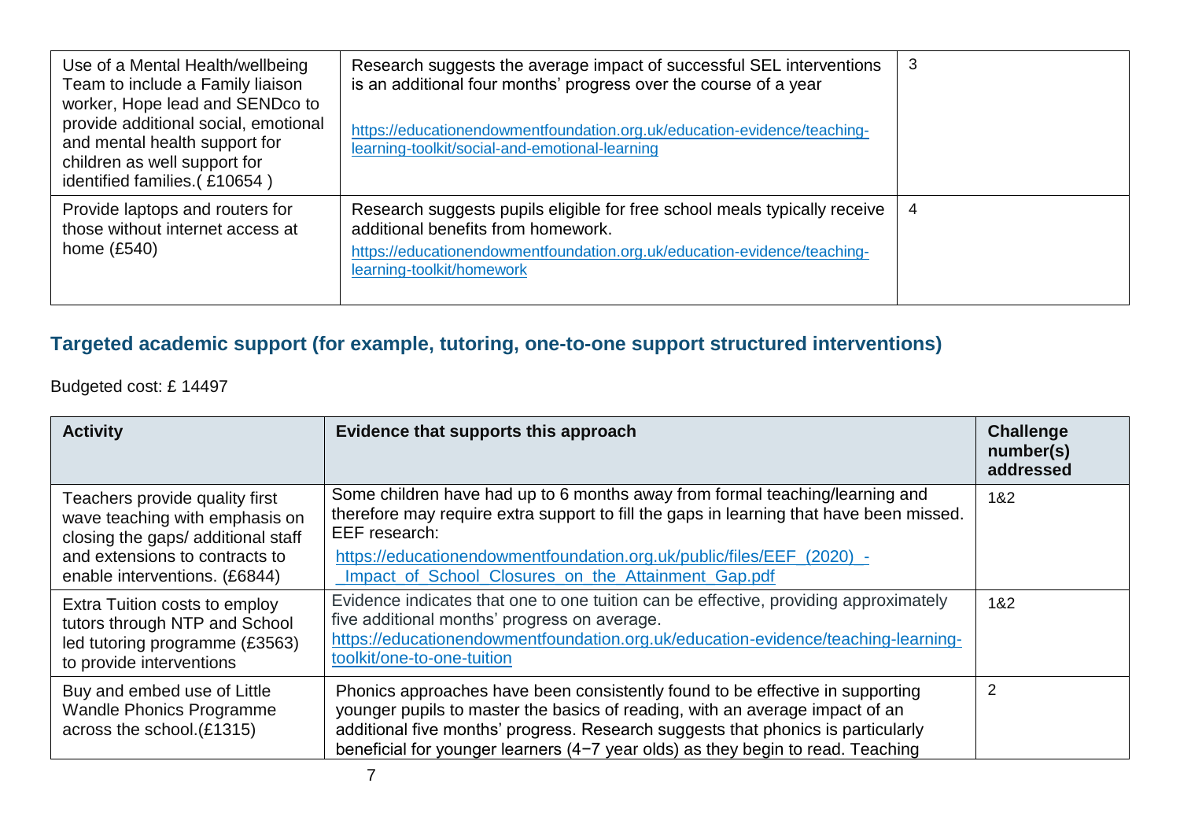| | | |
|---|---|---|
| Use of a Mental Health/wellbeing Team to include a Family liaison worker, Hope lead and SENDco to provide additional social, emotional and mental health support for children as well support for identified families.( £10654 ) | Research suggests the average impact of successful SEL interventions is an additional four months' progress over the course of a year<br><br>https://educationendowmentfoundation.org.uk/education-evidence/teaching-learning-toolkit/social-and-emotional-learning | 3 |
| Provide laptops and routers for those without internet access at home (£540) | Research suggests pupils eligible for free school meals typically receive additional benefits from homework.<br>https://educationendowmentfoundation.org.uk/education-evidence/teaching-learning-toolkit/homework | 4 |

## Targeted academic support (for example, tutoring, one-to-one support structured interventions)

Budgeted cost: £ 14497

| Activity | Evidence that supports this approach | Challenge number(s) addressed |
|---|---|---|
| Teachers provide quality first wave teaching with emphasis on closing the gaps/ additional staff and extensions to contracts to enable interventions. (£6844) | Some children have had up to 6 months away from formal teaching/learning and therefore may require extra support to fill the gaps in learning that have been missed. EEF research:<br>https://educationendowmentfoundation.org.uk/public/files/EEF_(2020)_-_Impact_of_School_Closures_on_the_Attainment_Gap.pdf | 1&2 |
| Extra Tuition costs to employ tutors through NTP and School led tutoring programme (£3563) to provide interventions | Evidence indicates that one to one tuition can be effective, providing approximately five additional months' progress on average.<br>https://educationendowmentfoundation.org.uk/education-evidence/teaching-learning-toolkit/one-to-one-tuition | 1&2 |
| Buy and embed use of Little Wandle Phonics Programme across the school.(£1315) | Phonics approaches have been consistently found to be effective in supporting younger pupils to master the basics of reading, with an average impact of an additional five months' progress. Research suggests that phonics is particularly beneficial for younger learners (4−7 year olds) as they begin to read. Teaching | 2 |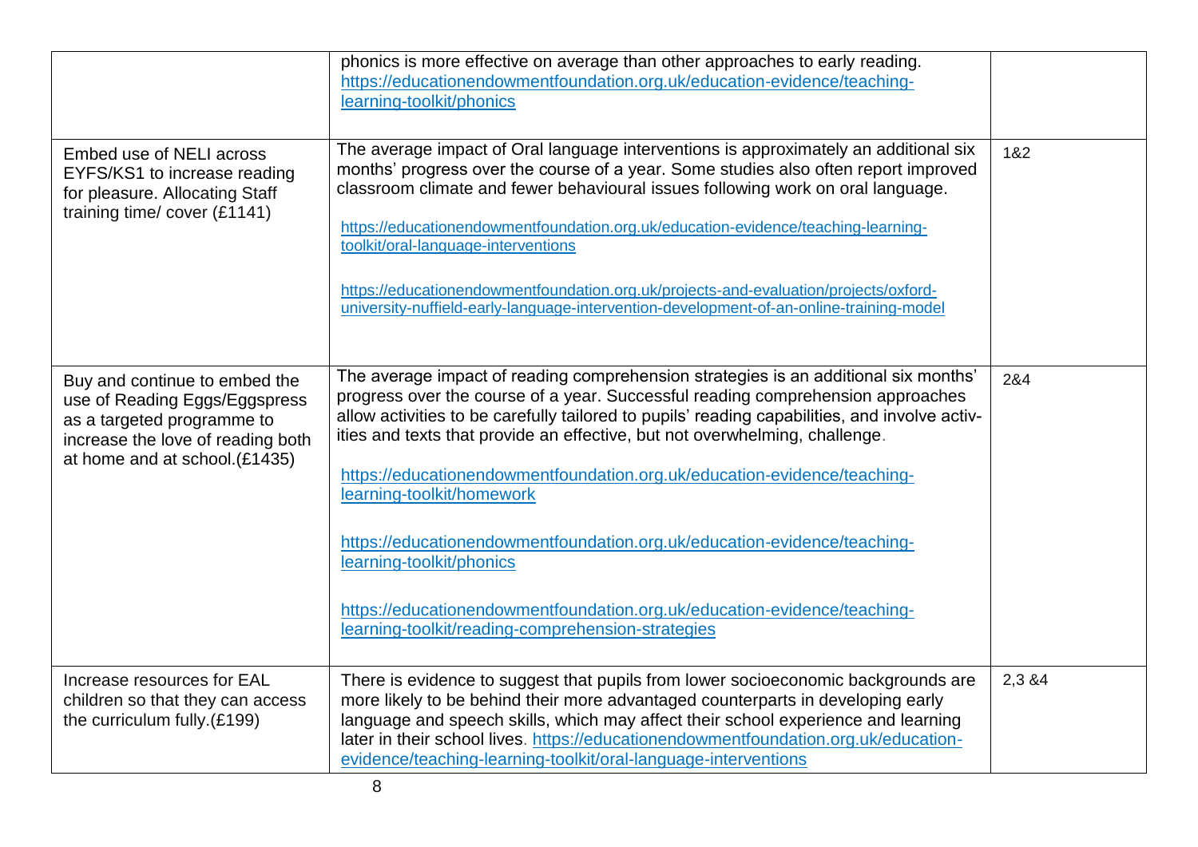| | | |
|---|---|---|
| | phonics is more effective on average than other approaches to early reading. https://educationendowmentfoundation.org.uk/education-evidence/teaching-learning-toolkit/phonics | |
| Embed use of NELI across EYFS/KS1 to increase reading for pleasure. Allocating Staff training time/ cover (£1141) | The average impact of Oral language interventions is approximately an additional six months' progress over the course of a year. Some studies also often report improved classroom climate and fewer behavioural issues following work on oral language. <br><br> https://educationendowmentfoundation.org.uk/education-evidence/teaching-learning-toolkit/oral-language-interventions <br><br> https://educationendowmentfoundation.org.uk/projects-and-evaluation/projects/oxford-university-nuffield-early-language-intervention-development-of-an-online-training-model | 1&2 |
| Buy and continue to embed the use of Reading Eggs/Eggspress as a targeted programme to increase the love of reading both at home and at school.(£1435) | The average impact of reading comprehension strategies is an additional six months' progress over the course of a year. Successful reading comprehension approaches allow activities to be carefully tailored to pupils' reading capabilities, and involve activities and texts that provide an effective, but not overwhelming, challenge. <br><br> https://educationendowmentfoundation.org.uk/education-evidence/teaching-learning-toolkit/homework <br><br> https://educationendowmentfoundation.org.uk/education-evidence/teaching-learning-toolkit/phonics <br><br> https://educationendowmentfoundation.org.uk/education-evidence/teaching-learning-toolkit/reading-comprehension-strategies | 2&4 |
| Increase resources for EAL children so that they can access the curriculum fully.(£199) | There is evidence to suggest that pupils from lower socioeconomic backgrounds are more likely to be behind their more advantaged counterparts in developing early language and speech skills, which may affect their school experience and learning later in their school lives. https://educationendowmentfoundation.org.uk/education-evidence/teaching-learning-toolkit/oral-language-interventions | 2,3 &4 |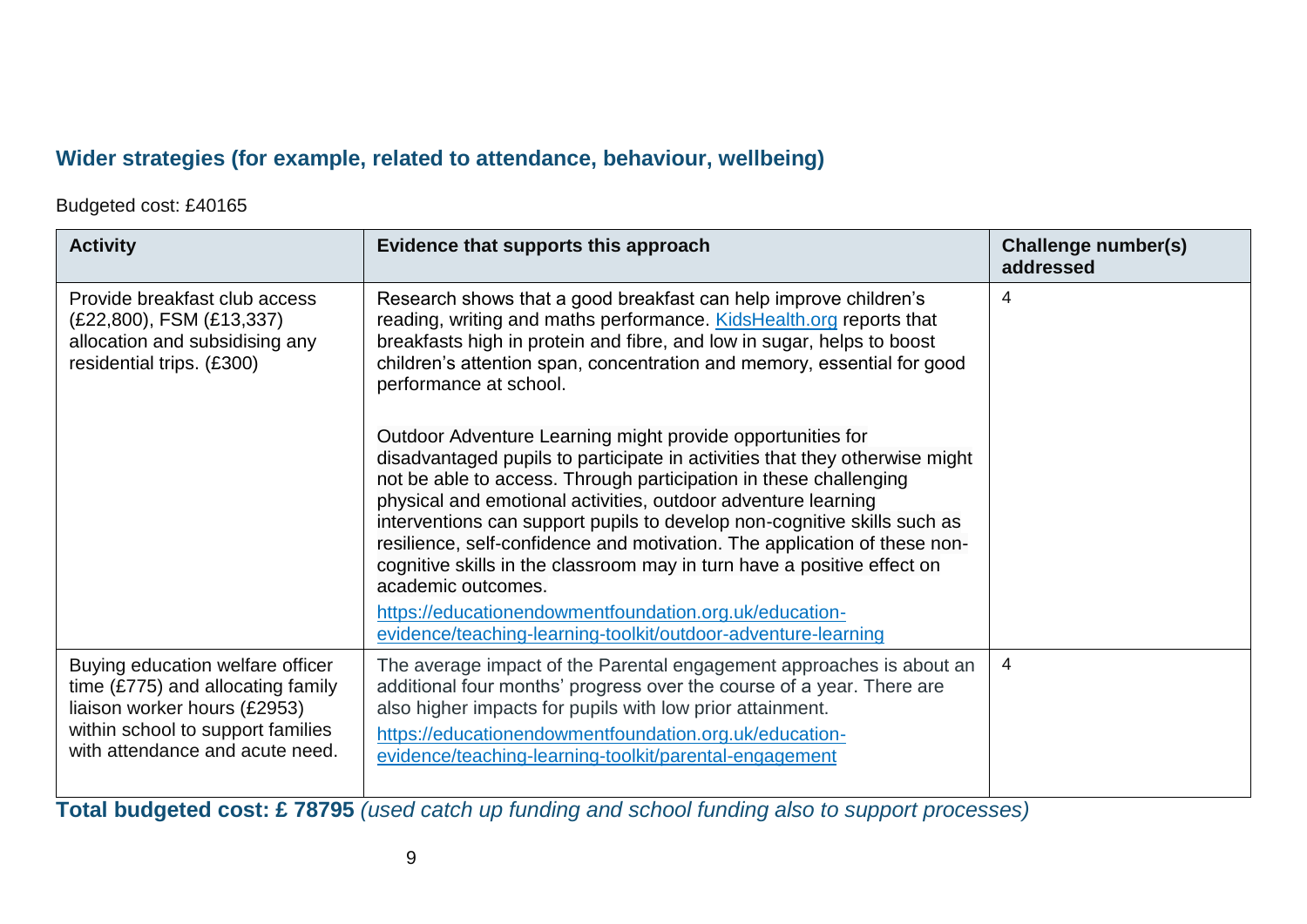## Wider strategies (for example, related to attendance, behaviour, wellbeing)

Budgeted cost: £40165

| Activity | Evidence that supports this approach | Challenge number(s) addressed |
|---|---|---|
| Provide breakfast club access (£22,800), FSM (£13,337) allocation and subsidising any residential trips. (£300) | Research shows that a good breakfast can help improve children's reading, writing and maths performance. [KidsHealth.org](KidsHealth.org) reports that breakfasts high in protein and fibre, and low in sugar, helps to boost children's attention span, concentration and memory, essential for good performance at school.<br><br>Outdoor Adventure Learning might provide opportunities for disadvantaged pupils to participate in activities that they otherwise might not be able to access. Through participation in these challenging physical and emotional activities, outdoor adventure learning interventions can support pupils to develop non-cognitive skills such as resilience, self-confidence and motivation. The application of these non-cognitive skills in the classroom may in turn have a positive effect on academic outcomes.<br>https://educationendowmentfoundation.org.uk/education-evidence/teaching-learning-toolkit/outdoor-adventure-learning | 4 |
| Buying education welfare officer time (£775) and allocating family liaison worker hours (£2953) within school to support families with attendance and acute need. | The average impact of the Parental engagement approaches is about an additional four months' progress over the course of a year. There are also higher impacts for pupils with low prior attainment.<br>https://educationendowmentfoundation.org.uk/education-evidence/teaching-learning-toolkit/parental-engagement | 4 |

**Total budgeted cost: £ 78795** *(used catch up funding and school funding also to support processes)*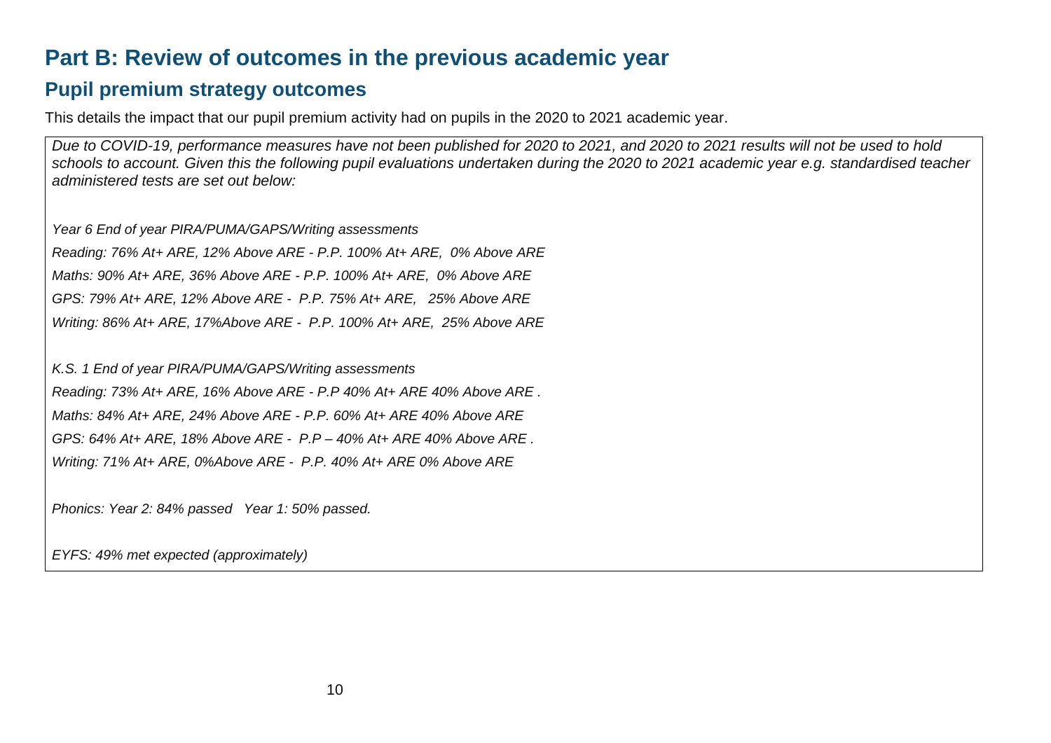# Part B: Review of outcomes in the previous academic year

## Pupil premium strategy outcomes

This details the impact that our pupil premium activity had on pupils in the 2020 to 2021 academic year.

*Due to COVID-19, performance measures have not been published for 2020 to 2021, and 2020 to 2021 results will not be used to hold schools to account. Given this the following pupil evaluations undertaken during the 2020 to 2021 academic year e.g. standardised teacher administered tests are set out below:*

*Year 6 End of year PIRA/PUMA/GAPS/Writing assessments*

*Reading: 76% At+ ARE, 12% Above ARE - P.P. 100% At+ ARE, 0% Above ARE*

*Maths: 90% At+ ARE, 36% Above ARE - P.P. 100% At+ ARE, 0% Above ARE*

*GPS: 79% At+ ARE, 12% Above ARE - P.P. 75% At+ ARE, 25% Above ARE*

*Writing: 86% At+ ARE, 17%Above ARE - P.P. 100% At+ ARE, 25% Above ARE*

*K.S. 1 End of year PIRA/PUMA/GAPS/Writing assessments*

*Reading: 73% At+ ARE, 16% Above ARE - P.P 40% At+ ARE 40% Above ARE .*

*Maths: 84% At+ ARE, 24% Above ARE - P.P. 60% At+ ARE 40% Above ARE*

*GPS: 64% At+ ARE, 18% Above ARE - P.P – 40% At+ ARE 40% Above ARE .*

*Writing: 71% At+ ARE, 0%Above ARE - P.P. 40% At+ ARE 0% Above ARE*

*Phonics: Year 2: 84% passed Year 1: 50% passed.*

*EYFS: 49% met expected (approximately)*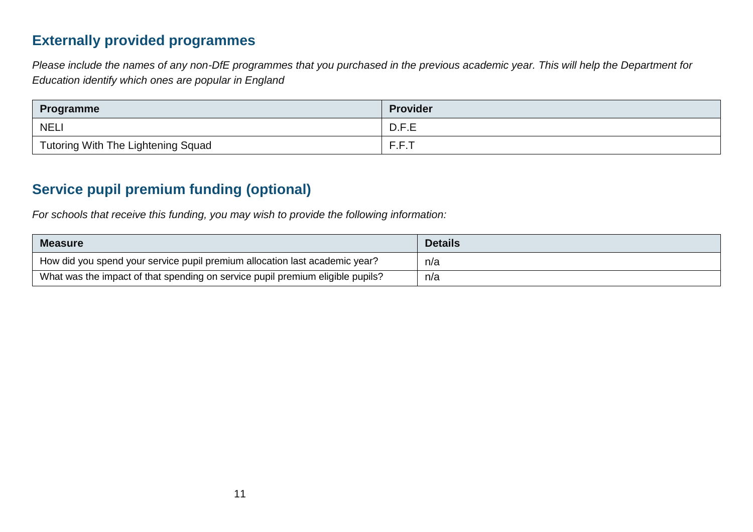## Externally provided programmes

*Please include the names of any non-DfE programmes that you purchased in the previous academic year. This will help the Department for Education identify which ones are popular in England*

| Programme | Provider |
|---|---|
| NELI | D.F.E |
| Tutoring With The Lightening Squad | F.F.T |

## Service pupil premium funding (optional)

*For schools that receive this funding, you may wish to provide the following information:*

| Measure | Details |
|---|---|
| How did you spend your service pupil premium allocation last academic year? | n/a |
| What was the impact of that spending on service pupil premium eligible pupils? | n/a |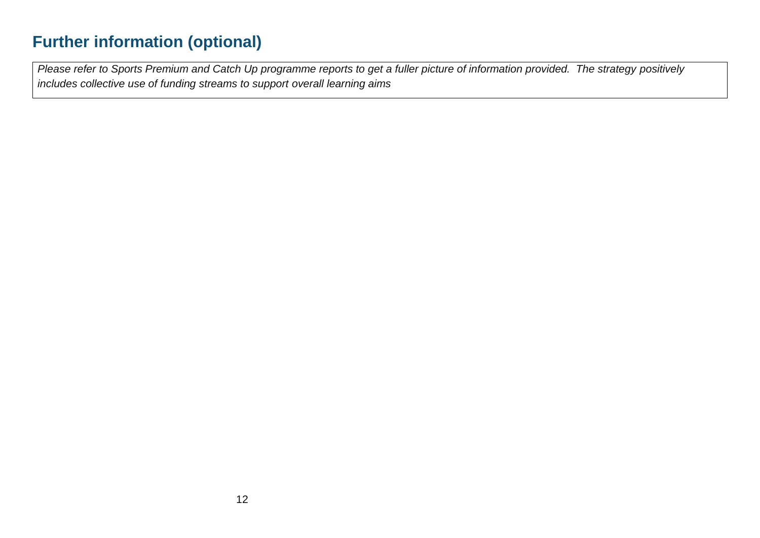## Further information (optional)

*Please refer to Sports Premium and Catch Up programme reports to get a fuller picture of information provided. The strategy positively includes collective use of funding streams to support overall learning aims*